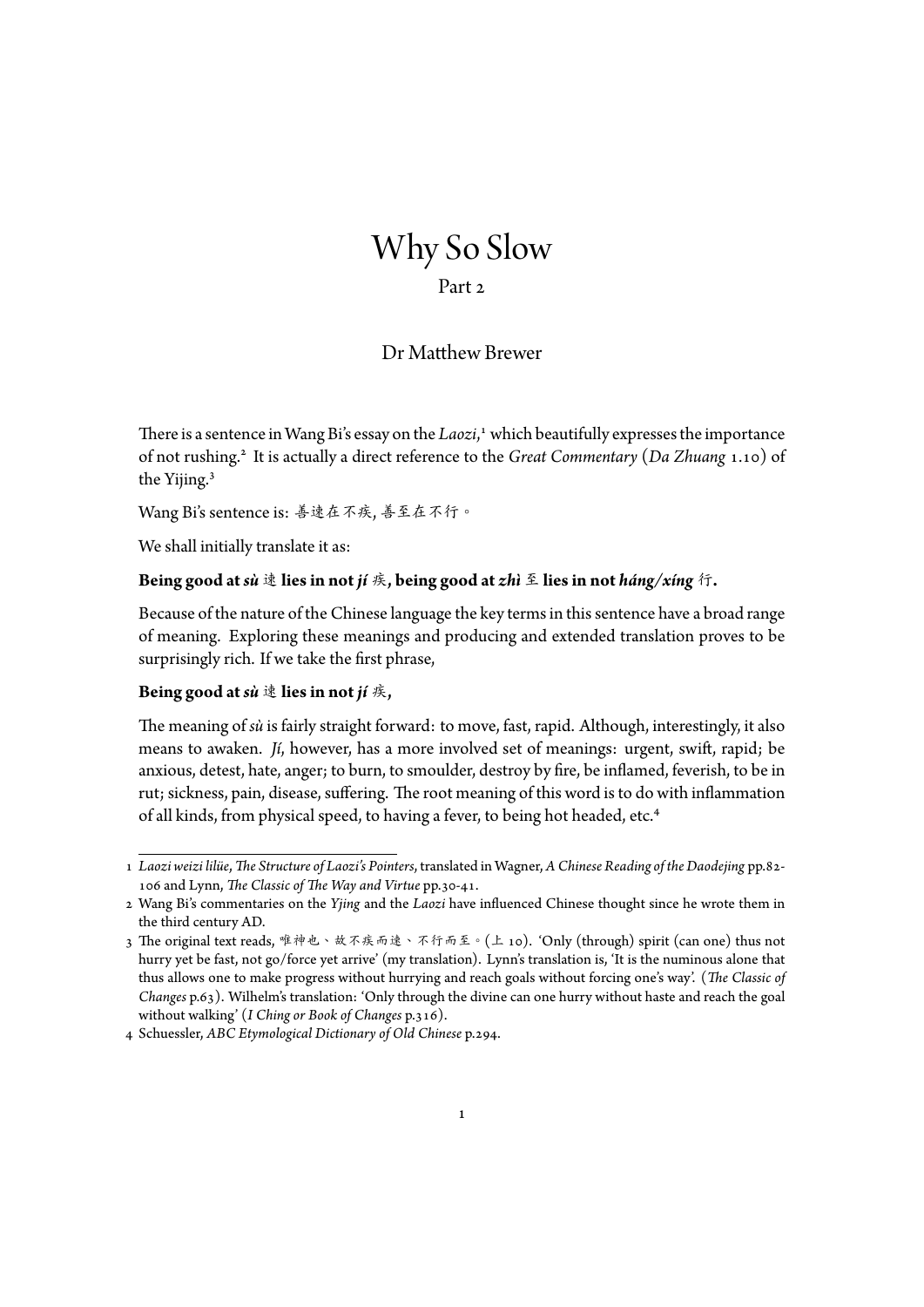# Why So Slow

Part 2

Dr Matthew Brewer

There is a sentence in Wang Bi's essay on the *Laozi*,[1] which beautifully expresses the importance of not rushing.[2] It is actually a direct reference to the *Great Commentary* (*Da Zhuang* 1.10) of the Yijing.[3]

Wang Bi's sentence is: 善速在不疾,善至在不行。

We shall initially translate it as:

**Being good at *sù* 速 lies in not *jí* 疾, being good at *zhì* 至 lies in not *háng/xíng* 行.**

Because of the nature of the Chinese language the key terms in this sentence have a broad range of meaning. Exploring these meanings and producing and extended translation proves to be surprisingly rich. If we take the first phrase,

**Being good at *sù* 速 lies in not *jí* 疾,**

The meaning of *sù* is fairly straight forward: to move, fast, rapid. Although, interestingly, it also means to awaken. *Jí*, however, has a more involved set of meanings: urgent, swift, rapid; be anxious, detest, hate, anger; to burn, to smoulder, destroy by fire, be inflamed, feverish, to be in rut; sickness, pain, disease, suffering. The root meaning of this word is to do with inflammation of all kinds, from physical speed, to having a fever, to being hot headed, etc.[4]

---

1. *Laozi weizi lilüe*, *The Structure of Laozi's Pointers*, translated in Wagner, *A Chinese Reading of the Daodejing* pp.82-106 and Lynn, *The Classic of The Way and Virtue* pp.30-41.
2. Wang Bi's commentaries on the *Yjing* and the *Laozi* have influenced Chinese thought since he wrote them in the third century AD.
3. The original text reads, 唯神也、故不疾而速、不行而至。(上 10). 'Only (through) spirit (can one) thus not hurry yet be fast, not go/force yet arrive' (my translation). Lynn's translation is, 'It is the numinous alone that thus allows one to make progress without hurrying and reach goals without forcing one's way'. (*The Classic of Changes* p.63). Wilhelm's translation: 'Only through the divine can one hurry without haste and reach the goal without walking' (*I Ching or Book of Changes* p.316).
4. Schuessler, *ABC Etymological Dictionary of Old Chinese* p.294.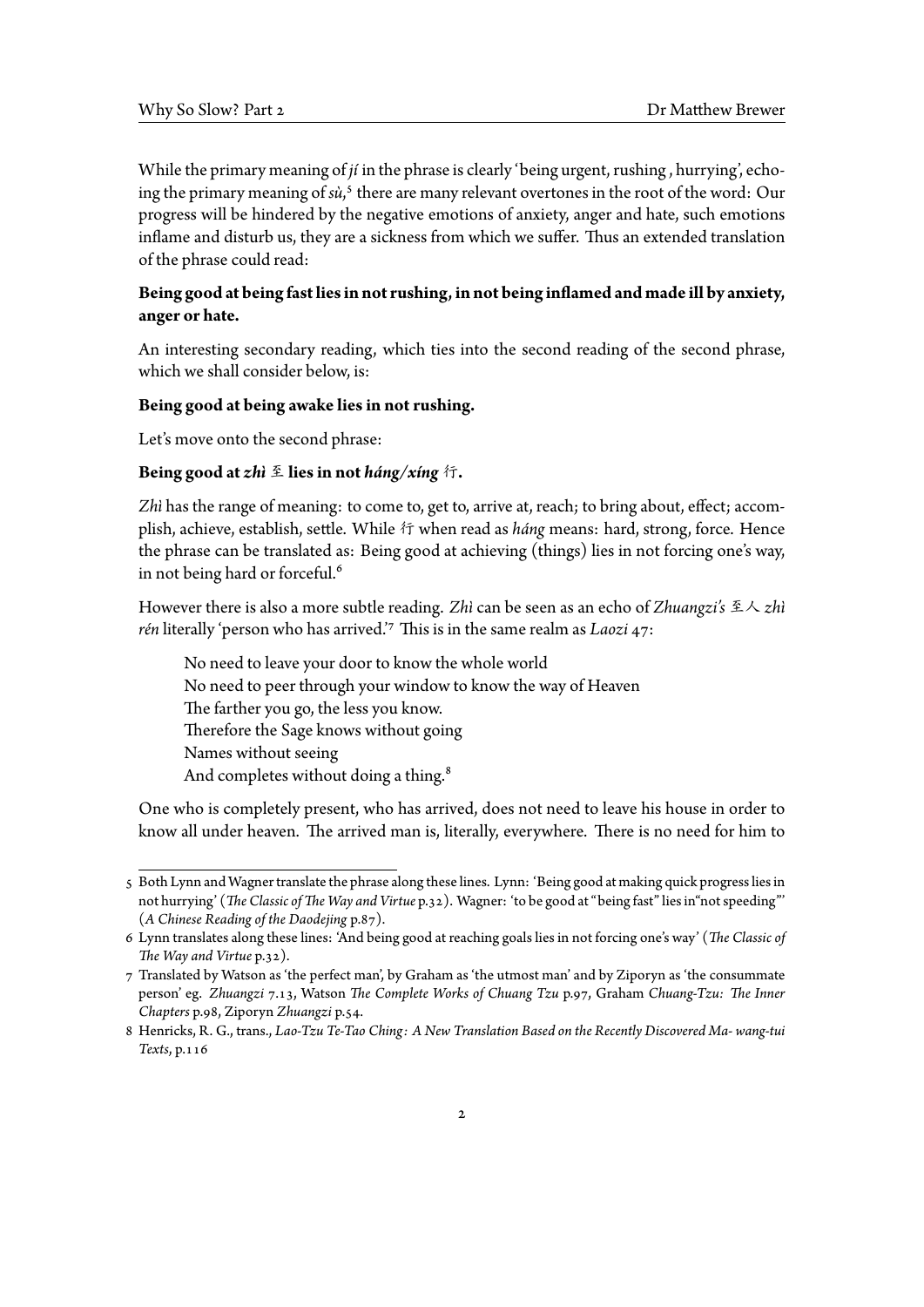While the primary meaning of *jí* in the phrase is clearly 'being urgent, rushing , hurrying', echoing the primary meaning of *sù*,[5] there are many relevant overtones in the root of the word: Our progress will be hindered by the negative emotions of anxiety, anger and hate, such emotions inflame and disturb us, they are a sickness from which we suffer. Thus an extended translation of the phrase could read:

**Being good at being fast lies in not rushing, in not being inflamed and made ill by anxiety, anger or hate.**

An interesting secondary reading, which ties into the second reading of the second phrase, which we shall consider below, is:

**Being good at being awake lies in not rushing.**

Let's move onto the second phrase:

**Being good at *zhì* 至 lies in not *háng/xíng* 行.**

*Zhì* has the range of meaning: to come to, get to, arrive at, reach; to bring about, effect; accomplish, achieve, establish, settle. While 行 when read as *háng* means: hard, strong, force. Hence the phrase can be translated as: Being good at achieving (things) lies in not forcing one's way, in not being hard or forceful.[6]

However there is also a more subtle reading. *Zhì* can be seen as an echo of *Zhuangzi's* 至人 *zhì rén* literally 'person who has arrived.'[7] This is in the same realm as *Laozi* 47:

> No need to leave your door to know the whole world
> No need to peer through your window to know the way of Heaven
> The farther you go, the less you know.
> Therefore the Sage knows without going
> Names without seeing
> And completes without doing a thing.[8]

One who is completely present, who has arrived, does not need to leave his house in order to know all under heaven. The arrived man is, literally, everywhere. There is no need for him to

---

5 Both Lynn and Wagner translate the phrase along these lines. Lynn: 'Being good at making quick progress lies in not hurrying' (*The Classic of The Way and Virtue* p.32). Wagner: 'to be good at "being fast" lies in"not speeding"' (*A Chinese Reading of the Daodejing* p.87).

6 Lynn translates along these lines: 'And being good at reaching goals lies in not forcing one's way' (*The Classic of The Way and Virtue* p.32).

7 Translated by Watson as 'the perfect man', by Graham as 'the utmost man' and by Ziporyn as 'the consummate person' eg. *Zhuangzi* 7.13, Watson *The Complete Works of Chuang Tzu* p.97, Graham *Chuang-Tzu: The Inner Chapters* p.98, Ziporyn *Zhuangzi* p.54.

8 Henricks, R. G., trans., *Lao-Tzu Te-Tao Ching: A New Translation Based on the Recently Discovered Ma- wang-tui Texts*, p.116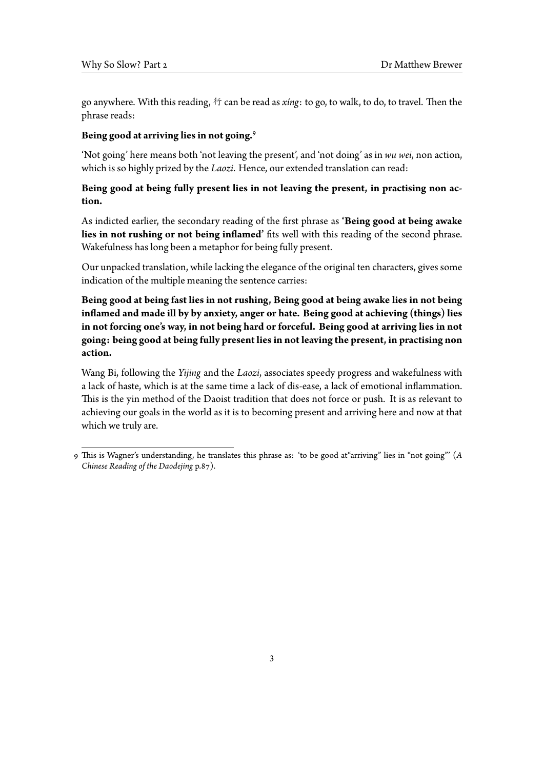go anywhere. With this reading, 行 can be read as *xíng*: to go, to walk, to do, to travel. Then the phrase reads:

**Being good at arriving lies in not going.**[9]

'Not going' here means both 'not leaving the present', and 'not doing' as in *wu wei*, non action, which is so highly prized by the *Laozi*. Hence, our extended translation can read:

**Being good at being fully present lies in not leaving the present, in practising non action.**

As indicted earlier, the secondary reading of the first phrase as **'Being good at being awake lies in not rushing or not being inflamed'** fits well with this reading of the second phrase. Wakefulness has long been a metaphor for being fully present.

Our unpacked translation, while lacking the elegance of the original ten characters, gives some indication of the multiple meaning the sentence carries:

**Being good at being fast lies in not rushing, Being good at being awake lies in not being inflamed and made ill by by anxiety, anger or hate. Being good at achieving (things) lies in not forcing one's way, in not being hard or forceful. Being good at arriving lies in not going: being good at being fully present lies in not leaving the present, in practising non action.**

Wang Bi, following the *Yijing* and the *Laozi*, associates speedy progress and wakefulness with a lack of haste, which is at the same time a lack of dis-ease, a lack of emotional inflammation. This is the yin method of the Daoist tradition that does not force or push. It is as relevant to achieving our goals in the world as it is to becoming present and arriving here and now at that which we truly are.

---

9 This is Wagner's understanding, he translates this phrase as: 'to be good at"arriving" lies in "not going"' (*A Chinese Reading of the Daodejing* p.87).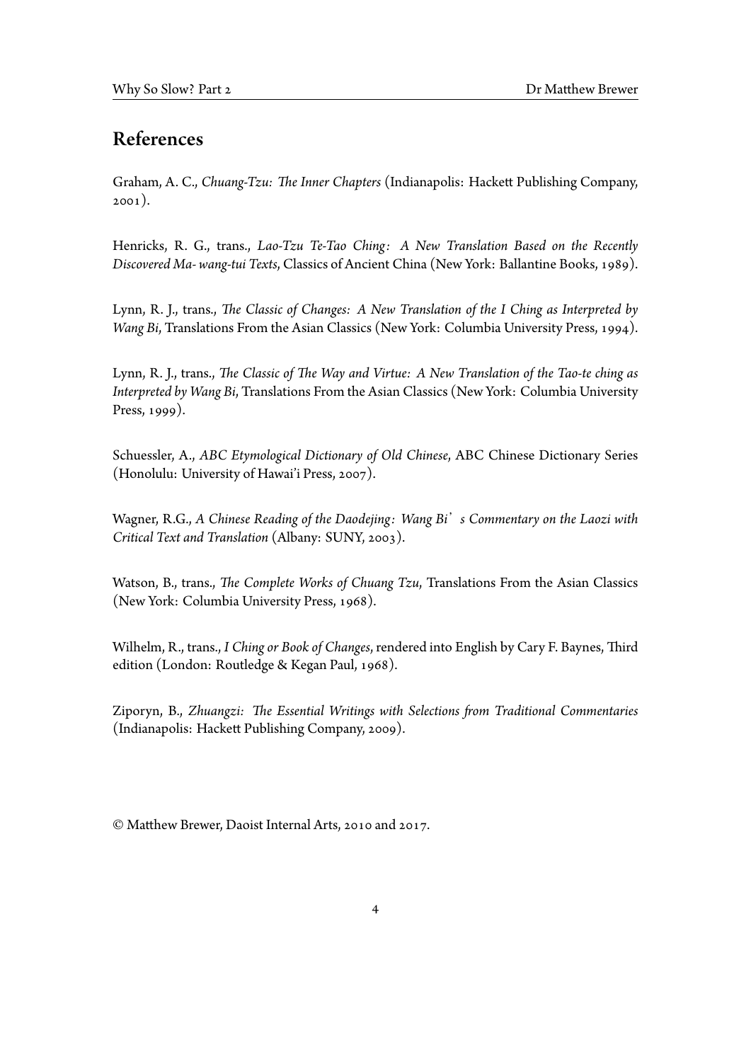## References

Graham, A. C., *Chuang-Tzu: The Inner Chapters* (Indianapolis: Hackett Publishing Company, 2001).

Henricks, R. G., trans., *Lao-Tzu Te-Tao Ching: A New Translation Based on the Recently Discovered Ma- wang-tui Texts*, Classics of Ancient China (New York: Ballantine Books, 1989).

Lynn, R. J., trans., *The Classic of Changes: A New Translation of the I Ching as Interpreted by Wang Bi*, Translations From the Asian Classics (New York: Columbia University Press, 1994).

Lynn, R. J., trans., *The Classic of The Way and Virtue: A New Translation of the Tao-te ching as Interpreted by Wang Bi*, Translations From the Asian Classics (New York: Columbia University Press, 1999).

Schuessler, A., *ABC Etymological Dictionary of Old Chinese*, ABC Chinese Dictionary Series (Honolulu: University of Hawai'i Press, 2007).

Wagner, R.G., *A Chinese Reading of the Daodejing: Wang Bi's Commentary on the Laozi with Critical Text and Translation* (Albany: SUNY, 2003).

Watson, B., trans., *The Complete Works of Chuang Tzu*, Translations From the Asian Classics (New York: Columbia University Press, 1968).

Wilhelm, R., trans., *I Ching or Book of Changes*, rendered into English by Cary F. Baynes, Third edition (London: Routledge & Kegan Paul, 1968).

Ziporyn, B., *Zhuangzi: The Essential Writings with Selections from Traditional Commentaries* (Indianapolis: Hackett Publishing Company, 2009).

© Matthew Brewer, Daoist Internal Arts, 2010 and 2017.